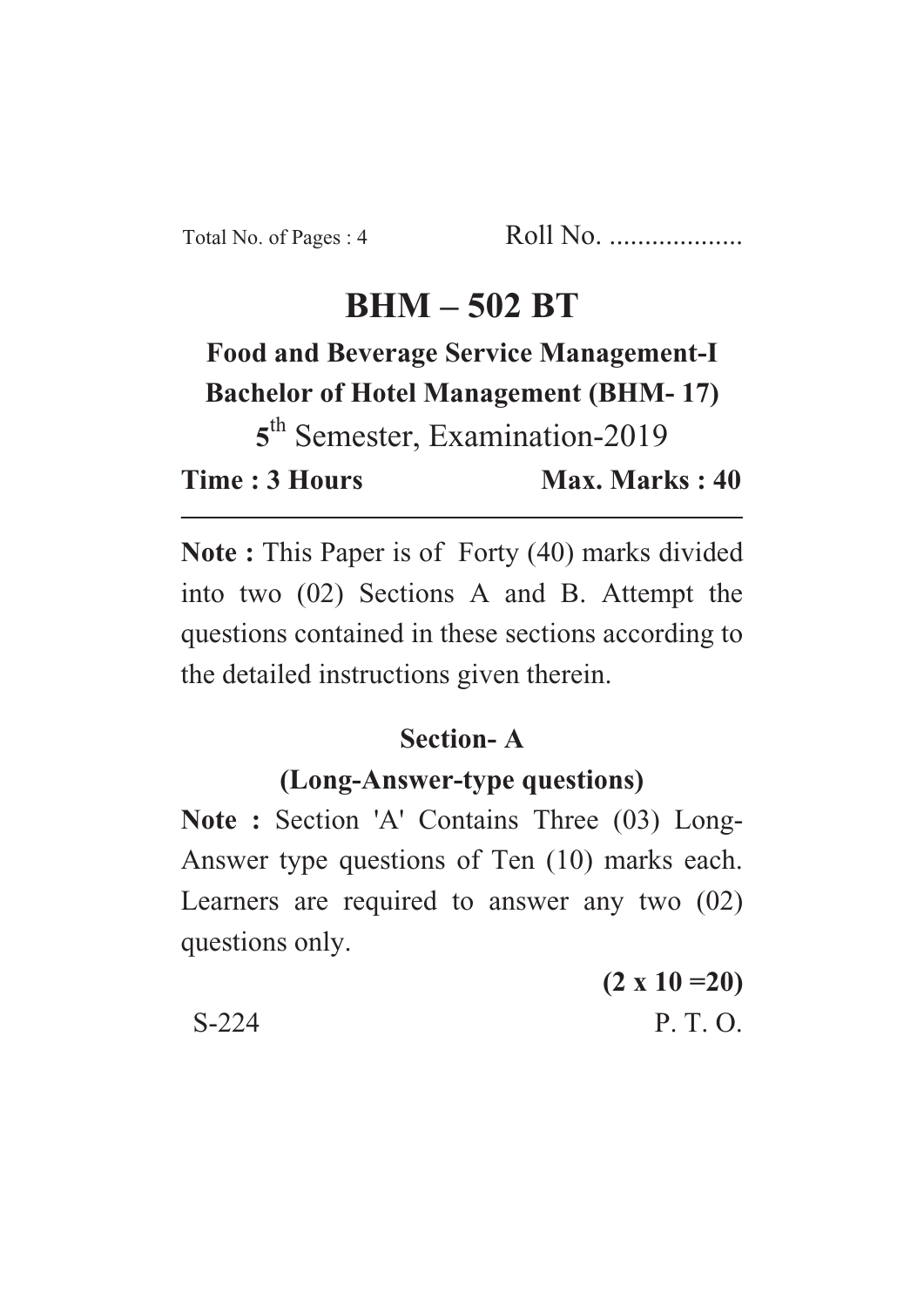Total No. of Pages : 4 Roll No. ...................

# BHM – 502 BT

## Food and Beverage Service Management-I

**Bachelor of Hotel Management (BHM- 17)**

5th Semester, Examination-2019

**Time : 3 Hours** **Max. Marks : 40**

---

**Note :** This Paper is of Forty (40) marks divided into two (02) Sections A and B. Attempt the questions contained in these sections according to the detailed instructions given therein.

### Section- A

### (Long-Answer-type questions)

**Note :** Section 'A' Contains Three (03) Long-Answer type questions of Ten (10) marks each. Learners are required to answer any two (02) questions only.

**(2 x 10 =20)**

S-224 P. T. O.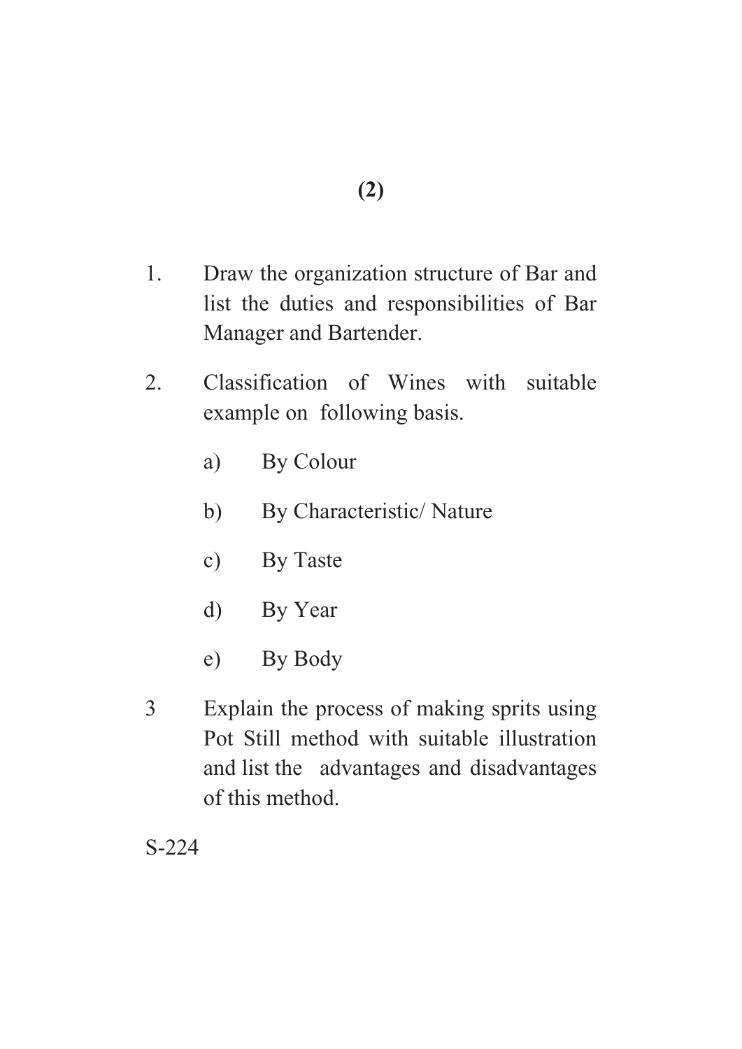1. Draw the organization structure of Bar and list the duties and responsibilities of Bar Manager and Bartender.

2. Classification of Wines with suitable example on following basis.

   a) By Colour

   b) By Characteristic/ Nature

   c) By Taste

   d) By Year

   e) By Body

3 Explain the process of making sprits using Pot Still method with suitable illustration and list the advantages and disadvantages of this method.

S-224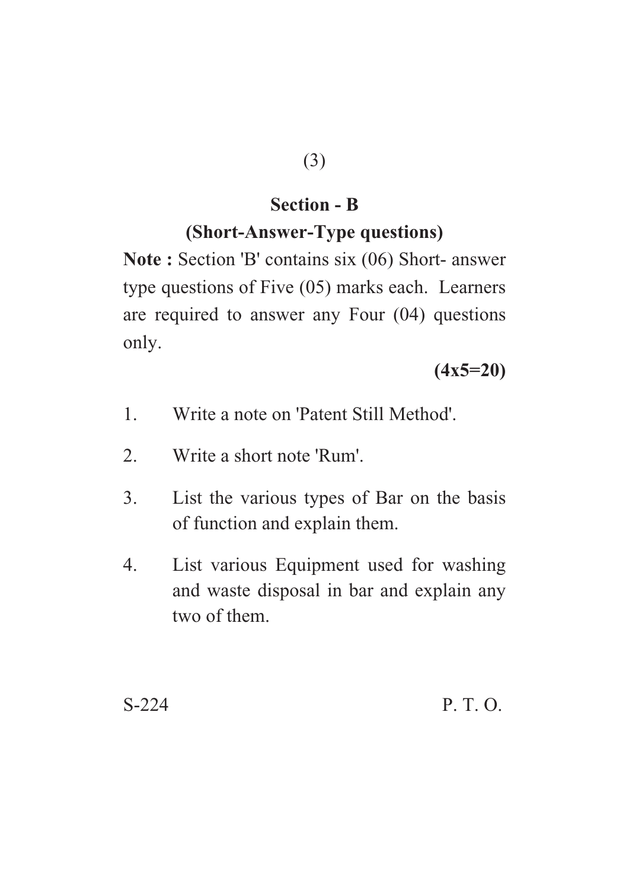## Section - B

### (Short-Answer-Type questions)

**Note :** Section 'B' contains six (06) Short- answer type questions of Five (05) marks each. Learners are required to answer any Four (04) questions only.

**(4x5=20)**

1. Write a note on 'Patent Still Method'.
2. Write a short note 'Rum'.
3. List the various types of Bar on the basis of function and explain them.
4. List various Equipment used for washing and waste disposal in bar and explain any two of them.

S-224 P. T. O.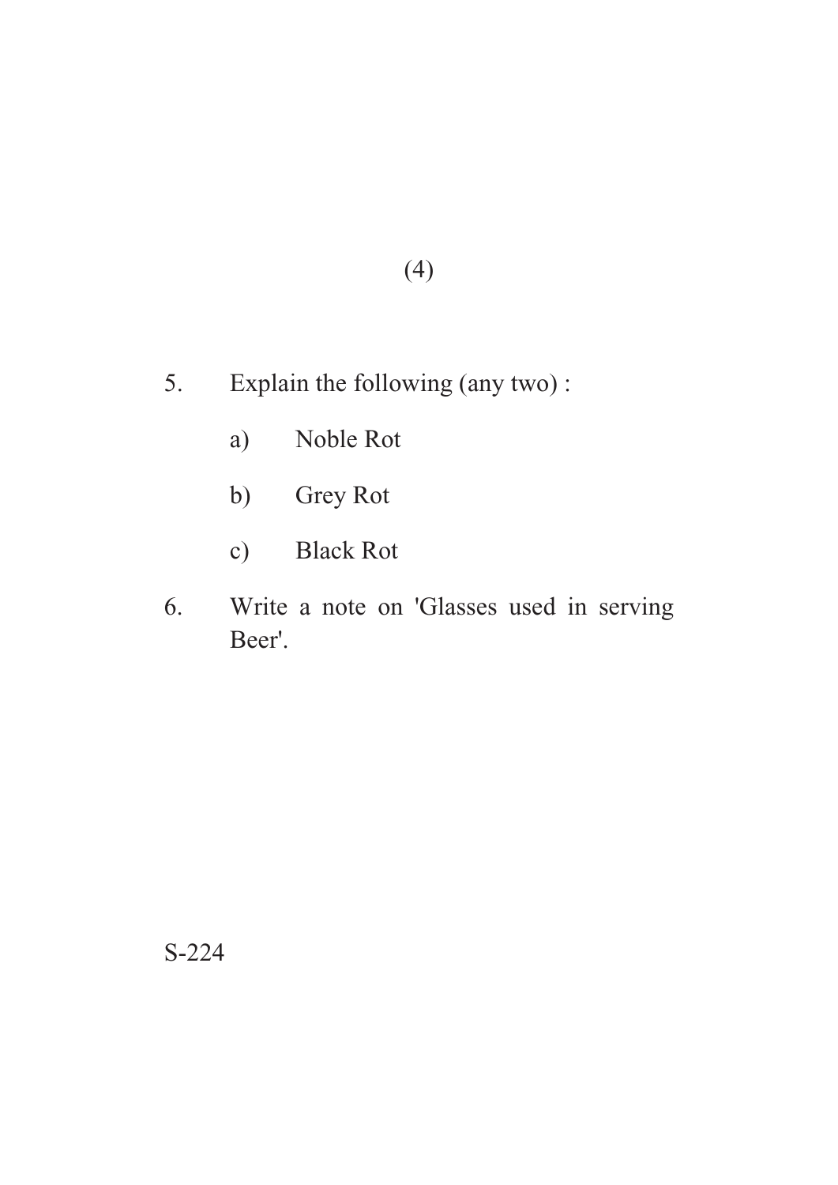5. Explain the following (any two) :

   a) Noble Rot

   b) Grey Rot

   c) Black Rot

6. Write a note on 'Glasses used in serving Beer'.

S-224